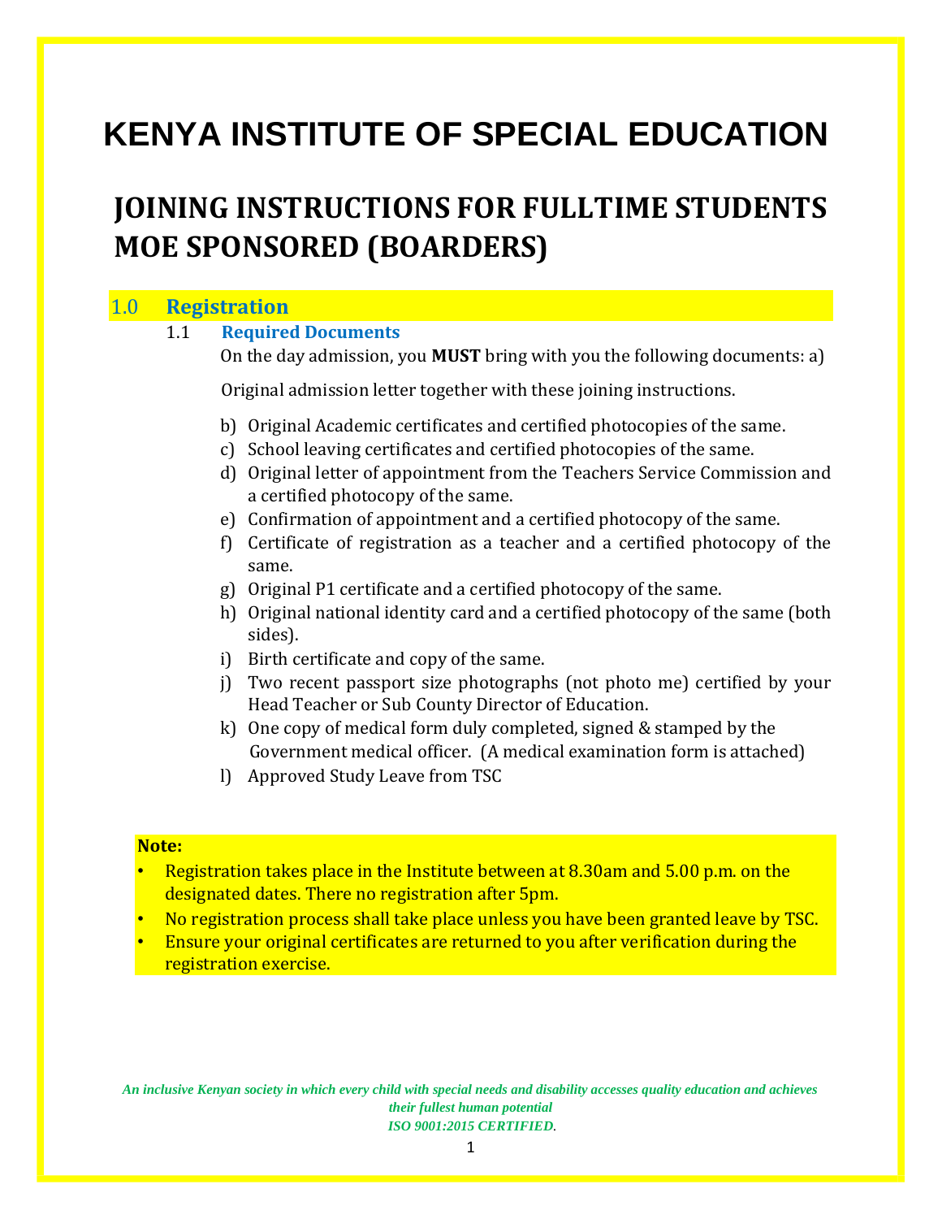# KENYA INSTITUTE OF SPECIAL EDUCATION

## JOINING INSTRUCTIONS FOR FULLTIME STUDENTS MOE SPONSORED (BOARDERS)

### 1.0 Registration

#### 1.1 Required Documents

On the day admission, you **MUST** bring with you the following documents: a)

Original admission letter together with these joining instructions.

b) Original Academic certificates and certified photocopies of the same.
c) School leaving certificates and certified photocopies of the same.
d) Original letter of appointment from the Teachers Service Commission and a certified photocopy of the same.
e) Confirmation of appointment and a certified photocopy of the same.
f) Certificate of registration as a teacher and a certified photocopy of the same.
g) Original P1 certificate and a certified photocopy of the same.
h) Original national identity card and a certified photocopy of the same (both sides).
i) Birth certificate and copy of the same.
j) Two recent passport size photographs (not photo me) certified by your Head Teacher or Sub County Director of Education.
k) One copy of medical form duly completed, signed & stamped by the Government medical officer. (A medical examination form is attached)
l) Approved Study Leave from TSC

**Note:**

- Registration takes place in the Institute between at 8.30am and 5.00 p.m. on the designated dates. There no registration after 5pm.
- No registration process shall take place unless you have been granted leave by TSC.
- Ensure your original certificates are returned to you after verification during the registration exercise.

*An inclusive Kenyan society in which every child with special needs and disability accesses quality education and achieves their fullest human potential*

*ISO 9001:2015 CERTIFIED*.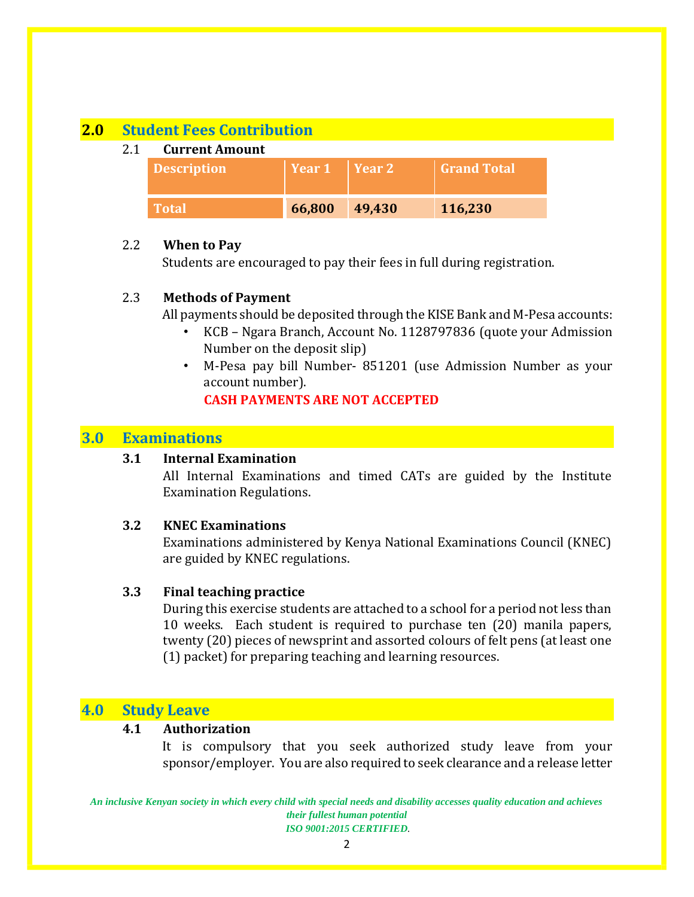## 2.0 Student Fees Contribution

### 2.1 Current Amount

| Description | Year 1 | Year 2 | Grand Total |
|---|---|---|---|
| **Total** | **66,800** | **49,430** | **116,230** |

### 2.2 When to Pay

Students are encouraged to pay their fees in full during registration.

### 2.3 Methods of Payment

All payments should be deposited through the KISE Bank and M-Pesa accounts:

- KCB – Ngara Branch, Account No. 1128797836 (quote your Admission Number on the deposit slip)
- M-Pesa pay bill Number- 851201 (use Admission Number as your account number).

**CASH PAYMENTS ARE NOT ACCEPTED**

## 3.0 Examinations

### 3.1 Internal Examination

All Internal Examinations and timed CATs are guided by the Institute Examination Regulations.

### 3.2 KNEC Examinations

Examinations administered by Kenya National Examinations Council (KNEC) are guided by KNEC regulations.

### 3.3 Final teaching practice

During this exercise students are attached to a school for a period not less than 10 weeks. Each student is required to purchase ten (20) manila papers, twenty (20) pieces of newsprint and assorted colours of felt pens (at least one (1) packet) for preparing teaching and learning resources.

## 4.0 Study Leave

### 4.1 Authorization

It is compulsory that you seek authorized study leave from your sponsor/employer. You are also required to seek clearance and a release letter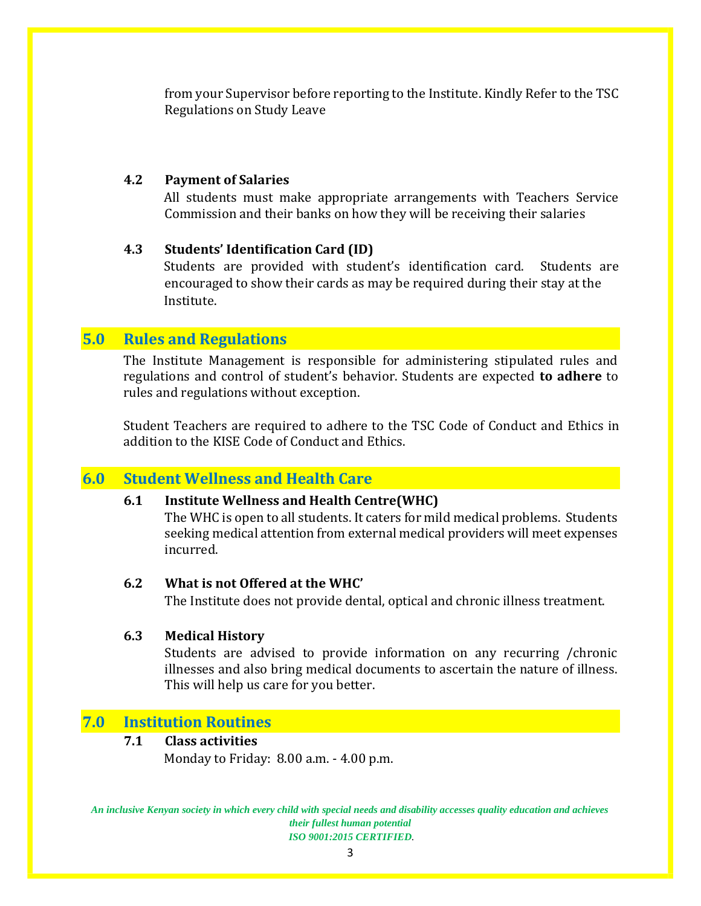from your Supervisor before reporting to the Institute. Kindly Refer to the TSC Regulations on Study Leave

### 4.2 Payment of Salaries

All students must make appropriate arrangements with Teachers Service Commission and their banks on how they will be receiving their salaries

### 4.3 Students' Identification Card (ID)

Students are provided with student's identification card. Students are encouraged to show their cards as may be required during their stay at the Institute.

## 5.0 Rules and Regulations

The Institute Management is responsible for administering stipulated rules and regulations and control of student's behavior. Students are expected **to adhere** to rules and regulations without exception.

Student Teachers are required to adhere to the TSC Code of Conduct and Ethics in addition to the KISE Code of Conduct and Ethics.

## 6.0 Student Wellness and Health Care

### 6.1 Institute Wellness and Health Centre(WHC)

The WHC is open to all students. It caters for mild medical problems. Students seeking medical attention from external medical providers will meet expenses incurred.

### 6.2 What is not Offered at the WHC'

The Institute does not provide dental, optical and chronic illness treatment.

### 6.3 Medical History

Students are advised to provide information on any recurring /chronic illnesses and also bring medical documents to ascertain the nature of illness. This will help us care for you better.

## 7.0 Institution Routines

### 7.1 Class activities

Monday to Friday: 8.00 a.m. - 4.00 p.m.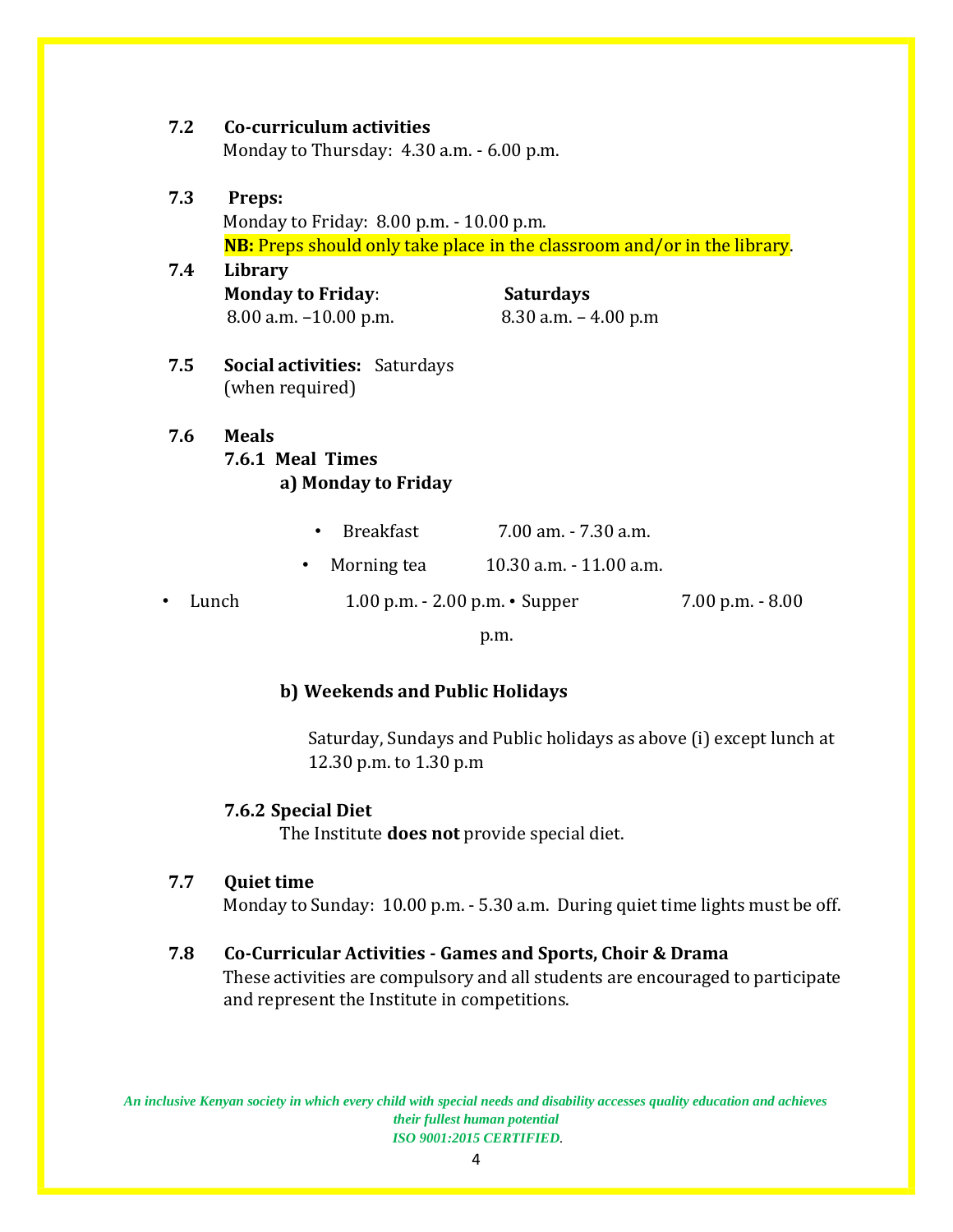**7.2 Co-curriculum activities**

Monday to Thursday: 4.30 a.m. - 6.00 p.m.

**7.3 Preps:**

Monday to Friday: 8.00 p.m. - 10.00 p.m.

**NB:** Preps should only take place in the classroom and/or in the library.

**7.4 Library**

| **Monday to Friday**: | **Saturdays** |
|---|---|
| 8.00 a.m. –10.00 p.m. | 8.30 a.m. – 4.00 p.m |

**7.5 Social activities:** Saturdays (when required)

**7.6 Meals**

**7.6.1 Meal Times**

**a) Monday to Friday**

- Breakfast 7.00 am. - 7.30 a.m.
- Morning tea 10.30 a.m. - 11.00 a.m.
- Lunch 1.00 p.m. - 2.00 p.m.
- Supper 7.00 p.m. - 8.00 p.m.

**b) Weekends and Public Holidays**

Saturday, Sundays and Public holidays as above (i) except lunch at 12.30 p.m. to 1.30 p.m

**7.6.2 Special Diet**

The Institute **does not** provide special diet.

**7.7 Quiet time**

Monday to Sunday: 10.00 p.m. - 5.30 a.m. During quiet time lights must be off.

**7.8 Co-Curricular Activities - Games and Sports, Choir & Drama**

These activities are compulsory and all students are encouraged to participate and represent the Institute in competitions.

*An inclusive Kenyan society in which every child with special needs and disability accesses quality education and achieves their fullest human potential*

*ISO 9001:2015 CERTIFIED*.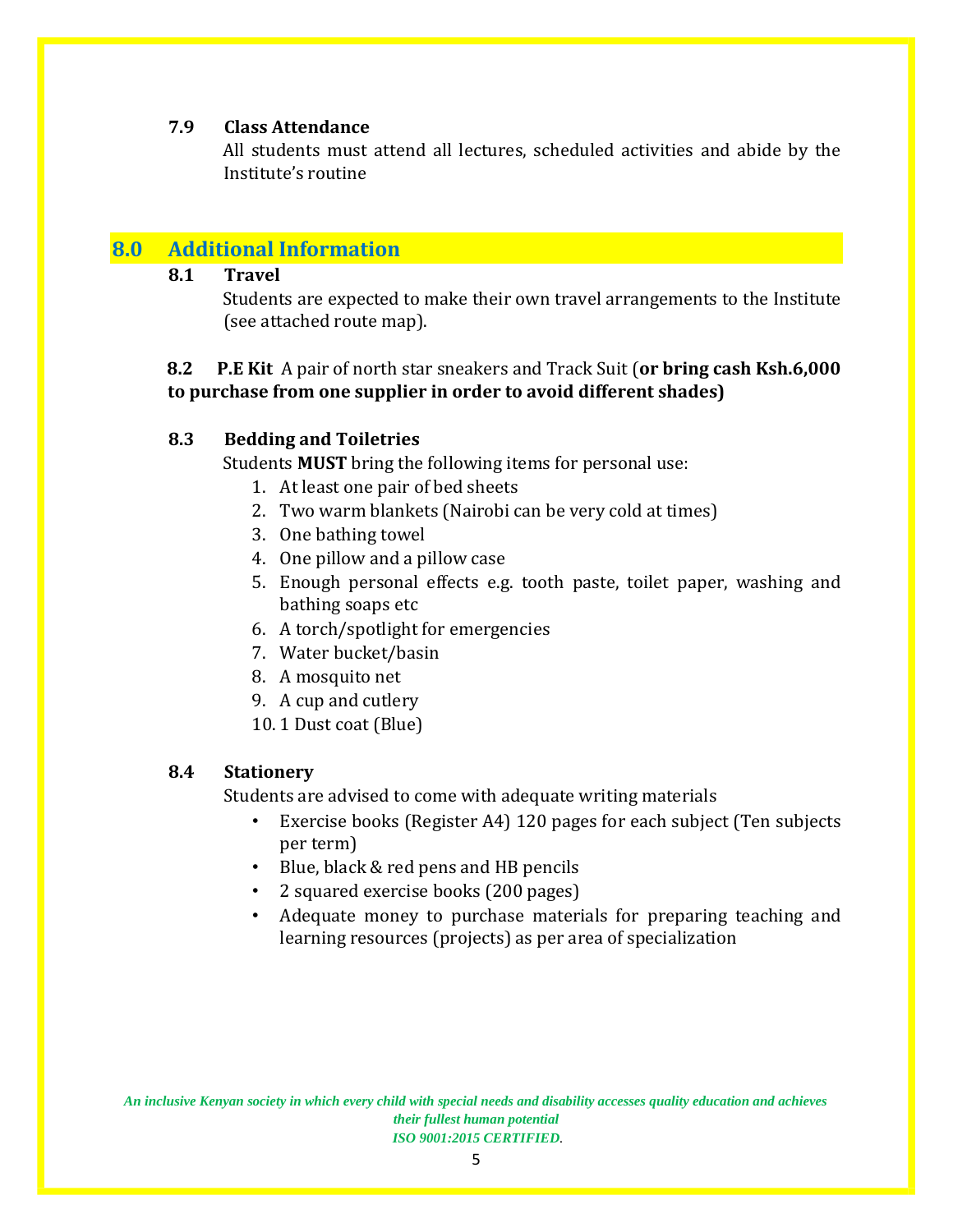### 7.9 Class Attendance

All students must attend all lectures, scheduled activities and abide by the Institute's routine

## 8.0 Additional Information

### 8.1 Travel

Students are expected to make their own travel arrangements to the Institute (see attached route map).

### 8.2 P.E Kit

A pair of north star sneakers and Track Suit (**or bring cash Ksh.6,000 to purchase from one supplier in order to avoid different shades)**

### 8.3 Bedding and Toiletries

Students **MUST** bring the following items for personal use:

1. At least one pair of bed sheets
2. Two warm blankets (Nairobi can be very cold at times)
3. One bathing towel
4. One pillow and a pillow case
5. Enough personal effects e.g. tooth paste, toilet paper, washing and bathing soaps etc
6. A torch/spotlight for emergencies
7. Water bucket/basin
8. A mosquito net
9. A cup and cutlery
10. 1 Dust coat (Blue)

### 8.4 Stationery

Students are advised to come with adequate writing materials

- Exercise books (Register A4) 120 pages for each subject (Ten subjects per term)
- Blue, black & red pens and HB pencils
- 2 squared exercise books (200 pages)
- Adequate money to purchase materials for preparing teaching and learning resources (projects) as per area of specialization